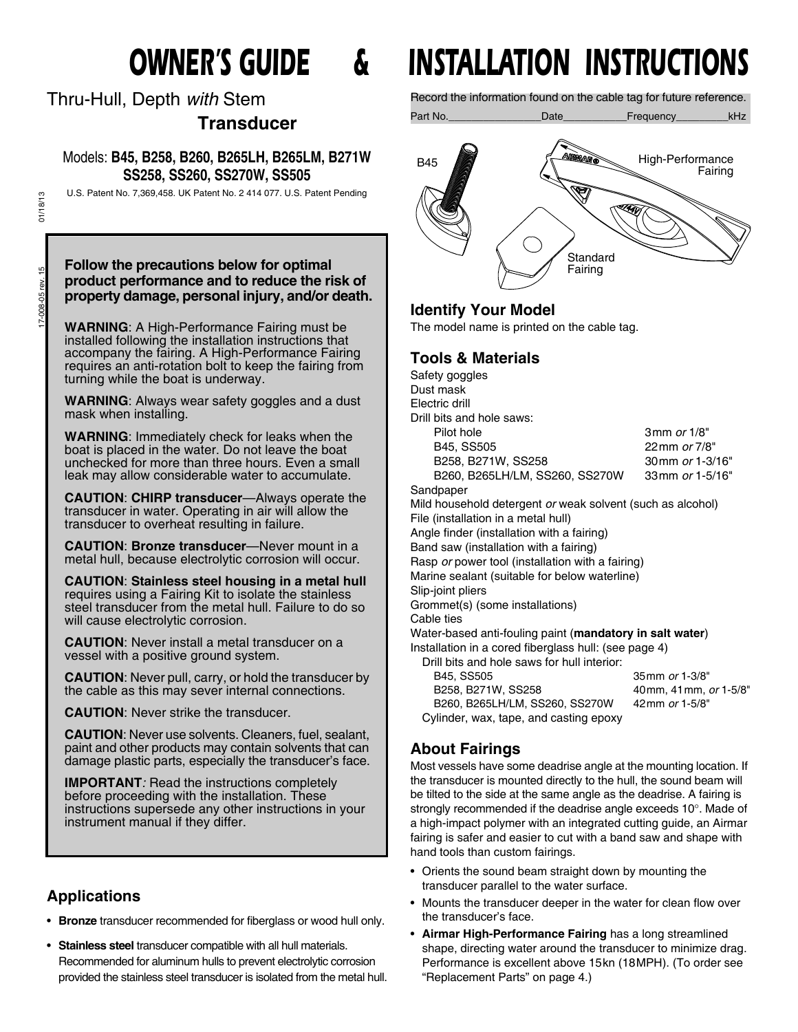# OWNER'S GUIDE & INSTALLATION INSTRUCTIONS

## Thru-Hull, Depth *with* Stem
## Transducer

### Models: B45, B258, B260, B265LH, B265LM, B271W SS258, SS260, SS270W, SS505

U.S. Patent No. 7,369,458. UK Patent No. 2 414 077. U.S. Patent Pending

**Follow the precautions below for optimal product performance and to reduce the risk of property damage, personal injury, and/or death.**

**WARNING**: A High-Performance Fairing must be installed following the installation instructions that accompany the fairing. A High-Performance Fairing requires an anti-rotation bolt to keep the fairing from turning while the boat is underway.

**WARNING**: Always wear safety goggles and a dust mask when installing.

**WARNING**: Immediately check for leaks when the boat is placed in the water. Do not leave the boat unchecked for more than three hours. Even a small leak may allow considerable water to accumulate.

**CAUTION**: **CHIRP transducer**—Always operate the transducer in water. Operating in air will allow the transducer to overheat resulting in failure.

**CAUTION**: **Bronze transducer**—Never mount in a metal hull, because electrolytic corrosion will occur.

**CAUTION**: **Stainless steel housing in a metal hull** requires using a Fairing Kit to isolate the stainless steel transducer from the metal hull. Failure to do so will cause electrolytic corrosion.

**CAUTION**: Never install a metal transducer on a vessel with a positive ground system.

**CAUTION**: Never pull, carry, or hold the transducer by the cable as this may sever internal connections.

**CAUTION**: Never strike the transducer.

**CAUTION**: Never use solvents. Cleaners, fuel, sealant, paint and other products may contain solvents that can damage plastic parts, especially the transducer's face.

**IMPORTANT**: Read the instructions completely before proceeding with the installation. These instructions supersede any other instructions in your instrument manual if they differ.

## Applications

- **Bronze** transducer recommended for fiberglass or wood hull only.
- **Stainless steel** transducer compatible with all hull materials. Recommended for aluminum hulls to prevent electrolytic corrosion provided the stainless steel transducer is isolated from the metal hull.

Record the information found on the cable tag for future reference.

Part No.________________Date___________Frequency_________kHz

B45
High-Performance Fairing
Standard Fairing

## Identify Your Model

The model name is printed on the cable tag.

## Tools & Materials

Safety goggles
Dust mask
Electric drill
Drill bits and hole saws:

| | |
|---|---|
| Pilot hole | 3mm *or* 1/8" |
| B45, SS505 | 22mm *or* 7/8" |
| B258, B271W, SS258 | 30mm *or* 1-3/16" |
| B260, B265LH/LM, SS260, SS270W | 33mm *or* 1-5/16" |

Sandpaper
Mild household detergent *or* weak solvent (such as alcohol)
File (installation in a metal hull)
Angle finder (installation with a fairing)
Band saw (installation with a fairing)
Rasp *or* power tool (installation with a fairing)
Marine sealant (suitable for below waterline)
Slip-joint pliers
Grommet(s) (some installations)
Cable ties
Water-based anti-fouling paint (**mandatory in salt water**)
Installation in a cored fiberglass hull: (see page 4)
Drill bits and hole saws for hull interior:

| | |
|---|---|
| B45, SS505 | 35mm *or* 1-3/8" |
| B258, B271W, SS258 | 40mm, 41mm, *or* 1-5/8" |
| B260, B265LH/LM, SS260, SS270W | 42mm *or* 1-5/8" |

Cylinder, wax, tape, and casting epoxy

## About Fairings

Most vessels have some deadrise angle at the mounting location. If the transducer is mounted directly to the hull, the sound beam will be tilted to the side at the same angle as the deadrise. A fairing is strongly recommended if the deadrise angle exceeds 10°. Made of a high-impact polymer with an integrated cutting guide, an Airmar fairing is safer and easier to cut with a band saw and shape with hand tools than custom fairings.

- Orients the sound beam straight down by mounting the transducer parallel to the water surface.
- Mounts the transducer deeper in the water for clean flow over the transducer's face.
- **Airmar High-Performance Fairing** has a long streamlined shape, directing water around the transducer to minimize drag. Performance is excellent above 15kn (18MPH). (To order see "Replacement Parts" on page 4.)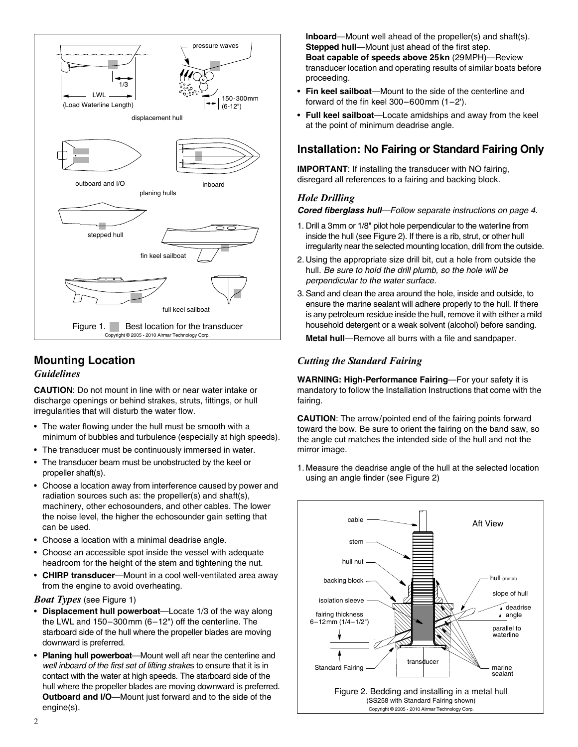pressure waves

1/3

LWL
(Load Waterline Length)

150-300mm
(6-12")

displacement hull

outboard and I/O

inboard

planing hulls

stepped hull

fin keel sailboat

full keel sailboat

Figure 1. Best location for the transducer

Copyright © 2005 - 2010 Airmar Technology Corp.

## Mounting Location

### *Guidelines*

**CAUTION**: Do not mount in line with or near water intake or discharge openings or behind strakes, struts, fittings, or hull irregularities that will disturb the water flow.

- The water flowing under the hull must be smooth with a minimum of bubbles and turbulence (especially at high speeds).
- The transducer must be continuously immersed in water.
- The transducer beam must be unobstructed by the keel or propeller shaft(s).
- Choose a location away from interference caused by power and radiation sources such as: the propeller(s) and shaft(s), machinery, other echosounders, and other cables. The lower the noise level, the higher the echosounder gain setting that can be used.
- Choose a location with a minimal deadrise angle.
- Choose an accessible spot inside the vessel with adequate headroom for the height of the stem and tightening the nut.
- **CHIRP transducer**—Mount in a cool well-ventilated area away from the engine to avoid overheating.

### *Boat Types* (see Figure 1)

- **Displacement hull powerboat**—Locate 1/3 of the way along the LWL and 150–300mm (6–12") off the centerline. The starboard side of the hull where the propeller blades are moving downward is preferred.
- **Planing hull powerboat**—Mount well aft near the centerline and *well inboard of the first set of lifting strakes* to ensure that it is in contact with the water at high speeds. The starboard side of the hull where the propeller blades are moving downward is preferred.
  **Outboard and I/O**—Mount just forward and to the side of the engine(s).
  **Inboard**—Mount well ahead of the propeller(s) and shaft(s).
  **Stepped hull**—Mount just ahead of the first step.
  **Boat capable of speeds above 25kn** (29MPH)—Review transducer location and operating results of similar boats before proceeding.
- **Fin keel sailboat**—Mount to the side of the centerline and forward of the fin keel 300–600mm (1–2').
- **Full keel sailboat**—Locate amidships and away from the keel at the point of minimum deadrise angle.

## Installation: No Fairing or Standard Fairing Only

**IMPORTANT**: If installing the transducer with NO fairing, disregard all references to a fairing and backing block.

### *Hole Drilling*

***Cored fiberglass hull****—Follow separate instructions on page 4.*

1. Drill a 3mm or 1/8" pilot hole perpendicular to the waterline from inside the hull (see Figure 2). If there is a rib, strut, or other hull irregularity near the selected mounting location, drill from the outside.
2. Using the appropriate size drill bit, cut a hole from outside the hull. *Be sure to hold the drill plumb, so the hole will be perpendicular to the water surface.*
3. Sand and clean the area around the hole, inside and outside, to ensure the marine sealant will adhere properly to the hull. If there is any petroleum residue inside the hull, remove it with either a mild household detergent or a weak solvent (alcohol) before sanding.

   **Metal hull**—Remove all burrs with a file and sandpaper.

### *Cutting the Standard Fairing*

**WARNING: High-Performance Fairing**—For your safety it is mandatory to follow the Installation Instructions that come with the fairing.

**CAUTION**: The arrow/pointed end of the fairing points forward toward the bow. Be sure to orient the fairing on the band saw, so the angle cut matches the intended side of the hull and not the mirror image.

1. Measure the deadrise angle of the hull at the selected location using an angle finder (see Figure 2)

cable

Aft View

stem

hull nut

backing block

hull (metal)

slope of hull

isolation sleeve

deadrise angle

fairing thickness
6–12mm (1/4–1/2")

parallel to waterline

transducer

Standard Fairing

marine sealant

Figure 2. Bedding and installing in a metal hull
(SS258 with Standard Fairing shown)

Copyright © 2005 - 2010 Airmar Technology Corp.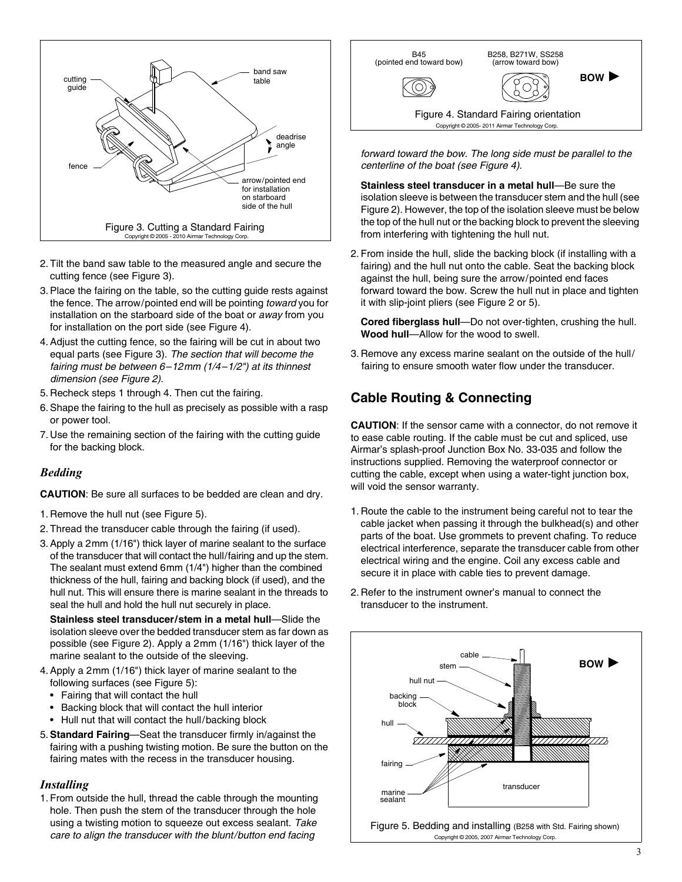cutting guide

band saw table

deadrise angle

fence

arrow/pointed end for installation on starboard side of the hull

Figure 3. Cutting a Standard Fairing

Copyright © 2005 - 2010 Airmar Technology Corp.

2. Tilt the band saw table to the measured angle and secure the cutting fence (see Figure 3).
3. Place the fairing on the table, so the cutting guide rests against the fence. The arrow/pointed end will be pointing *toward* you for installation on the starboard side of the boat or *away* from you for installation on the port side (see Figure 4).
4. Adjust the cutting fence, so the fairing will be cut in about two equal parts (see Figure 3). *The section that will become the fairing must be between 6–12mm (1/4–1/2") at its thinnest dimension (see Figure 2).*
5. Recheck steps 1 through 4. Then cut the fairing.
6. Shape the fairing to the hull as precisely as possible with a rasp or power tool.
7. Use the remaining section of the fairing with the cutting guide for the backing block.

### *Bedding*

**CAUTION**: Be sure all surfaces to be bedded are clean and dry.

1. Remove the hull nut (see Figure 5).
2. Thread the transducer cable through the fairing (if used).
3. Apply a 2mm (1/16") thick layer of marine sealant to the surface of the transducer that will contact the hull/fairing and up the stem. The sealant must extend 6mm (1/4") higher than the combined thickness of the hull, fairing and backing block (if used), and the hull nut. This will ensure there is marine sealant in the threads to seal the hull and hold the hull nut securely in place.

   **Stainless steel transducer/stem in a metal hull**—Slide the isolation sleeve over the bedded transducer stem as far down as possible (see Figure 2). Apply a 2mm (1/16") thick layer of the marine sealant to the outside of the sleeving.
4. Apply a 2mm (1/16") thick layer of marine sealant to the following surfaces (see Figure 5):
   - Fairing that will contact the hull
   - Backing block that will contact the hull interior
   - Hull nut that will contact the hull/backing block
5. **Standard Fairing**—Seat the transducer firmly in/against the fairing with a pushing twisting motion. Be sure the button on the fairing mates with the recess in the transducer housing.

### *Installing*

1. From outside the hull, thread the cable through the mounting hole. Then push the stem of the transducer through the hole using a twisting motion to squeeze out excess sealant. *Take care to align the transducer with the blunt/button end facing forward toward the bow. The long side must be parallel to the centerline of the boat (see Figure 4).*

B45 (pointed end toward bow)

B258, B271W, SS258 (arrow toward bow)

BOW ▶

Figure 4. Standard Fairing orientation

Copyright © 2005- 2011 Airmar Technology Corp.

   **Stainless steel transducer in a metal hull**—Be sure the isolation sleeve is between the transducer stem and the hull (see Figure 2). However, the top of the isolation sleeve must be below the top of the hull nut or the backing block to prevent the sleeving from interfering with tightening the hull nut.
2. From inside the hull, slide the backing block (if installing with a fairing) and the hull nut onto the cable. Seat the backing block against the hull, being sure the arrow/pointed end faces forward toward the bow. Screw the hull nut in place and tighten it with slip-joint pliers (see Figure 2 or 5).

   **Cored fiberglass hull**—Do not over-tighten, crushing the hull.
   **Wood hull**—Allow for the wood to swell.
3. Remove any excess marine sealant on the outside of the hull/fairing to ensure smooth water flow under the transducer.

## Cable Routing & Connecting

**CAUTION**: If the sensor came with a connector, do not remove it to ease cable routing. If the cable must be cut and spliced, use Airmar's splash-proof Junction Box No. 33-035 and follow the instructions supplied. Removing the waterproof connector or cutting the cable, except when using a water-tight junction box, will void the sensor warranty.

1. Route the cable to the instrument being careful not to tear the cable jacket when passing it through the bulkhead(s) and other parts of the boat. Use grommets to prevent chafing. To reduce electrical interference, separate the transducer cable from other electrical wiring and the engine. Coil any excess cable and secure it in place with cable ties to prevent damage.
2. Refer to the instrument owner's manual to connect the transducer to the instrument.

cable

stem

hull nut

backing block

hull

fairing

marine sealant

transducer

BOW ▶

Figure 5. Bedding and installing (B258 with Std. Fairing shown)

Copyright © 2005, 2007 Airmar Technology Corp.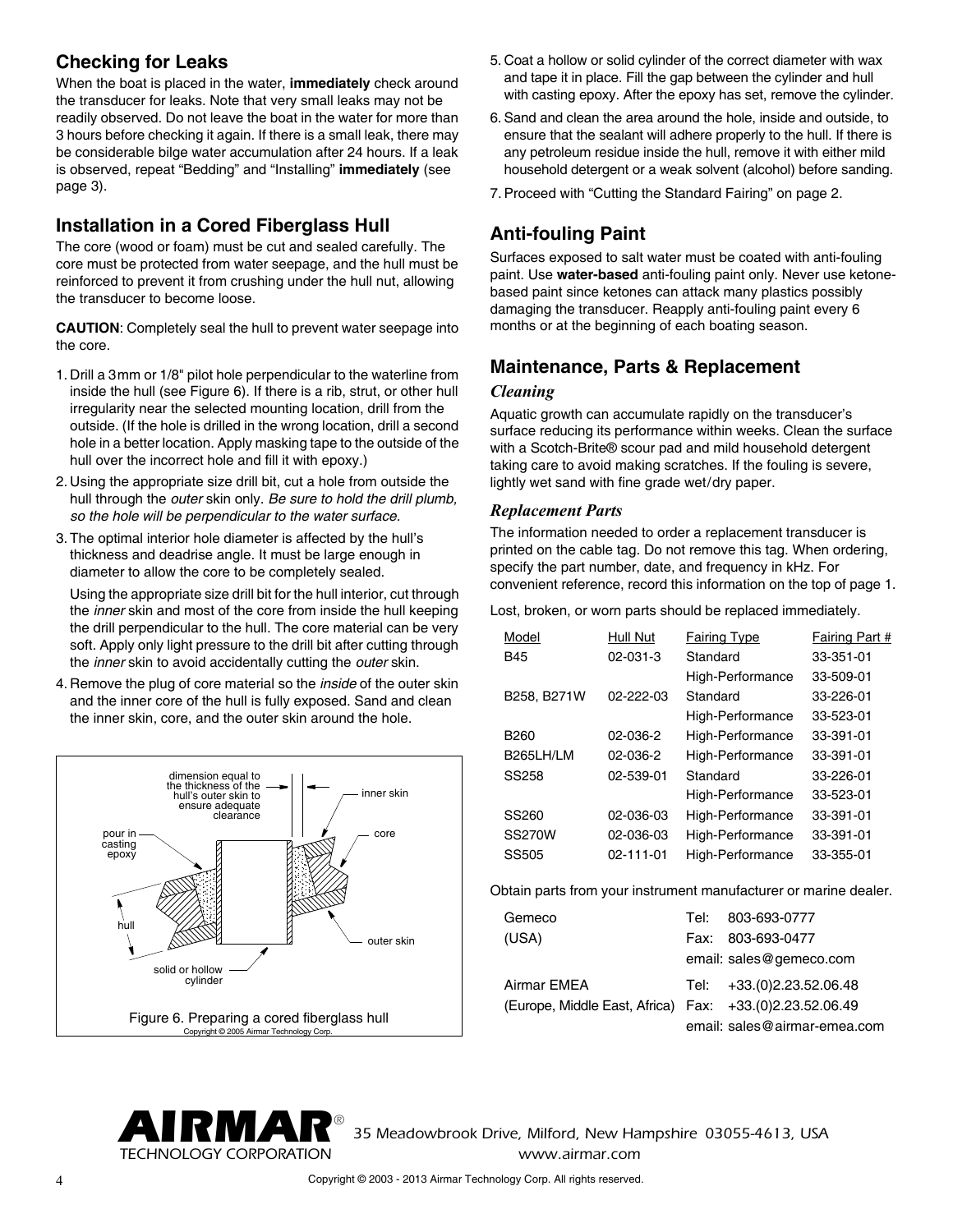## Checking for Leaks

When the boat is placed in the water, **immediately** check around the transducer for leaks. Note that very small leaks may not be readily observed. Do not leave the boat in the water for more than 3 hours before checking it again. If there is a small leak, there may be considerable bilge water accumulation after 24 hours. If a leak is observed, repeat "Bedding" and "Installing" **immediately** (see page 3).

## Installation in a Cored Fiberglass Hull

The core (wood or foam) must be cut and sealed carefully. The core must be protected from water seepage, and the hull must be reinforced to prevent it from crushing under the hull nut, allowing the transducer to become loose.

**CAUTION**: Completely seal the hull to prevent water seepage into the core.

1. Drill a 3mm or 1/8" pilot hole perpendicular to the waterline from inside the hull (see Figure 6). If there is a rib, strut, or other hull irregularity near the selected mounting location, drill from the outside. (If the hole is drilled in the wrong location, drill a second hole in a better location. Apply masking tape to the outside of the hull over the incorrect hole and fill it with epoxy.)
2. Using the appropriate size drill bit, cut a hole from outside the hull through the *outer* skin only. *Be sure to hold the drill plumb, so the hole will be perpendicular to the water surface.*
3. The optimal interior hole diameter is affected by the hull's thickness and deadrise angle. It must be large enough in diameter to allow the core to be completely sealed.

   Using the appropriate size drill bit for the hull interior, cut through the *inner* skin and most of the core from inside the hull keeping the drill perpendicular to the hull. The core material can be very soft. Apply only light pressure to the drill bit after cutting through the *inner* skin to avoid accidentally cutting the *outer* skin.
4. Remove the plug of core material so the *inside* of the outer skin and the inner core of the hull is fully exposed. Sand and clean the inner skin, core, and the outer skin around the hole.

dimension equal to the thickness of the hull's outer skin to ensure adequate clearance

inner skin

pour in casting epoxy

core

hull

outer skin

solid or hollow cylinder

Figure 6. Preparing a cored fiberglass hull

Copyright © 2005 Airmar Technology Corp.

5. Coat a hollow or solid cylinder of the correct diameter with wax and tape it in place. Fill the gap between the cylinder and hull with casting epoxy. After the epoxy has set, remove the cylinder.
6. Sand and clean the area around the hole, inside and outside, to ensure that the sealant will adhere properly to the hull. If there is any petroleum residue inside the hull, remove it with either mild household detergent or a weak solvent (alcohol) before sanding.
7. Proceed with "Cutting the Standard Fairing" on page 2.

## Anti-fouling Paint

Surfaces exposed to salt water must be coated with anti-fouling paint. Use **water-based** anti-fouling paint only. Never use ketone-based paint since ketones can attack many plastics possibly damaging the transducer. Reapply anti-fouling paint every 6 months or at the beginning of each boating season.

## Maintenance, Parts & Replacement

### *Cleaning*

Aquatic growth can accumulate rapidly on the transducer's surface reducing its performance within weeks. Clean the surface with a Scotch-Brite® scour pad and mild household detergent taking care to avoid making scratches. If the fouling is severe, lightly wet sand with fine grade wet/dry paper.

### *Replacement Parts*

The information needed to order a replacement transducer is printed on the cable tag. Do not remove this tag. When ordering, specify the part number, date, and frequency in kHz. For convenient reference, record this information on the top of page 1.

Lost, broken, or worn parts should be replaced immediately.

| Model | Hull Nut | Fairing Type | Fairing Part # |
|---|---|---|---|
| B45 | 02-031-3 | Standard | 33-351-01 |
| | | High-Performance | 33-509-01 |
| B258, B271W | 02-222-03 | Standard | 33-226-01 |
| | | High-Performance | 33-523-01 |
| B260 | 02-036-2 | High-Performance | 33-391-01 |
| B265LH/LM | 02-036-2 | High-Performance | 33-391-01 |
| SS258 | 02-539-01 | Standard | 33-226-01 |
| | | High-Performance | 33-523-01 |
| SS260 | 02-036-03 | High-Performance | 33-391-01 |
| SS270W | 02-036-03 | High-Performance | 33-391-01 |
| SS505 | 02-111-01 | High-Performance | 33-355-01 |

Obtain parts from your instrument manufacturer or marine dealer.

| | |
|---|---|
| Gemeco | Tel: 803-693-0777 |
| (USA) | Fax: 803-693-0477 |
| | email: sales@gemeco.com |
| Airmar EMEA | Tel: +33.(0)2.23.52.06.48 |
| (Europe, Middle East, Africa) | Fax: +33.(0)2.23.52.06.49 |
| | email: sales@airmar-emea.com |

AIRMAR® TECHNOLOGY CORPORATION

35 Meadowbrook Drive, Milford, New Hampshire 03055-4613, USA

www.airmar.com

Copyright © 2003 - 2013 Airmar Technology Corp. All rights reserved.